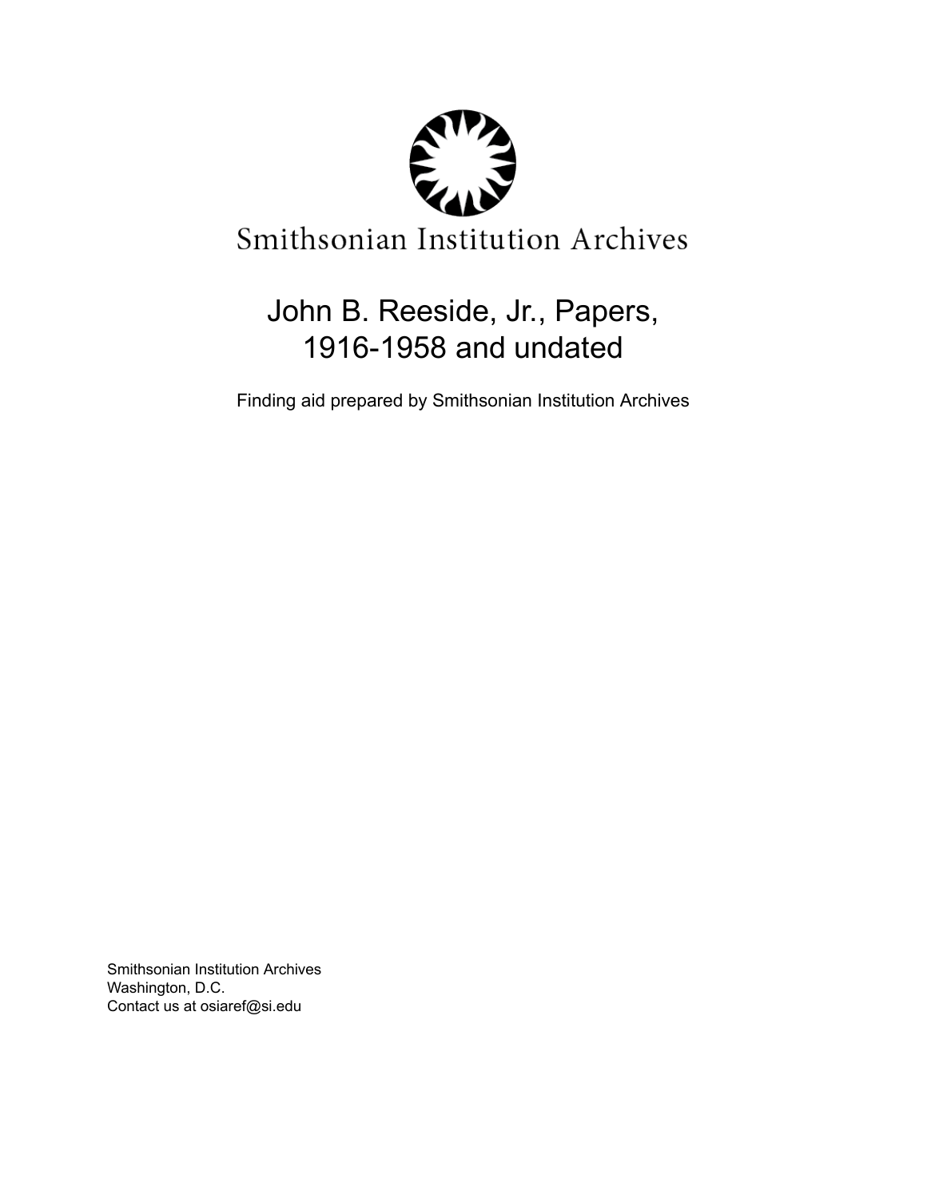Smithsonian Institution Archives

# John B. Reeside, Jr., Papers, 1916-1958 and undated

Finding aid prepared by Smithsonian Institution Archives

Smithsonian Institution Archives
Washington, D.C.
Contact us at osiaref@si.edu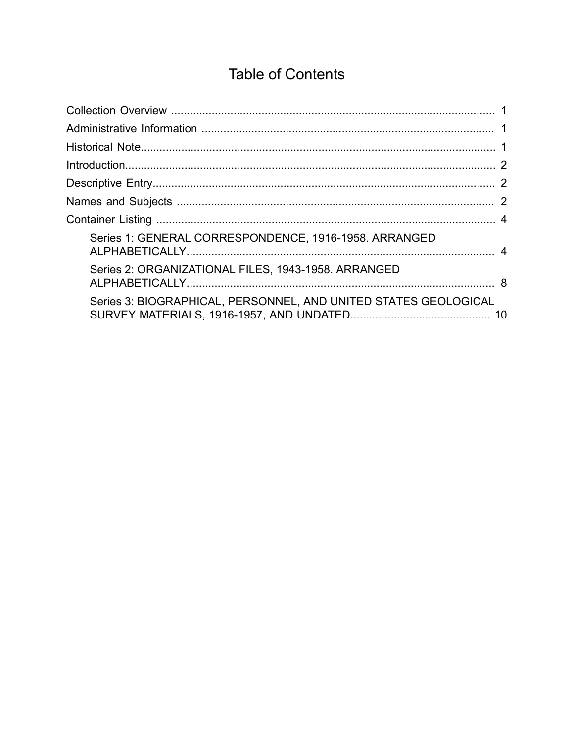# Table of Contents

- Collection Overview ........................................................................................................ 1
- Administrative Information .............................................................................................. 1
- Historical Note................................................................................................................... 1
- Introduction........................................................................................................................ 2
- Descriptive Entry................................................................................................................ 2
- Names and Subjects ......................................................................................................... 2
- Container Listing ............................................................................................................... 4
  - Series 1: GENERAL CORRESPONDENCE, 1916-1958. ARRANGED ALPHABETICALLY.................................................................................................... 4
  - Series 2: ORGANIZATIONAL FILES, 1943-1958. ARRANGED ALPHABETICALLY.................................................................................................... 8
  - Series 3: BIOGRAPHICAL, PERSONNEL, AND UNITED STATES GEOLOGICAL SURVEY MATERIALS, 1916-1957, AND UNDATED............................................ 10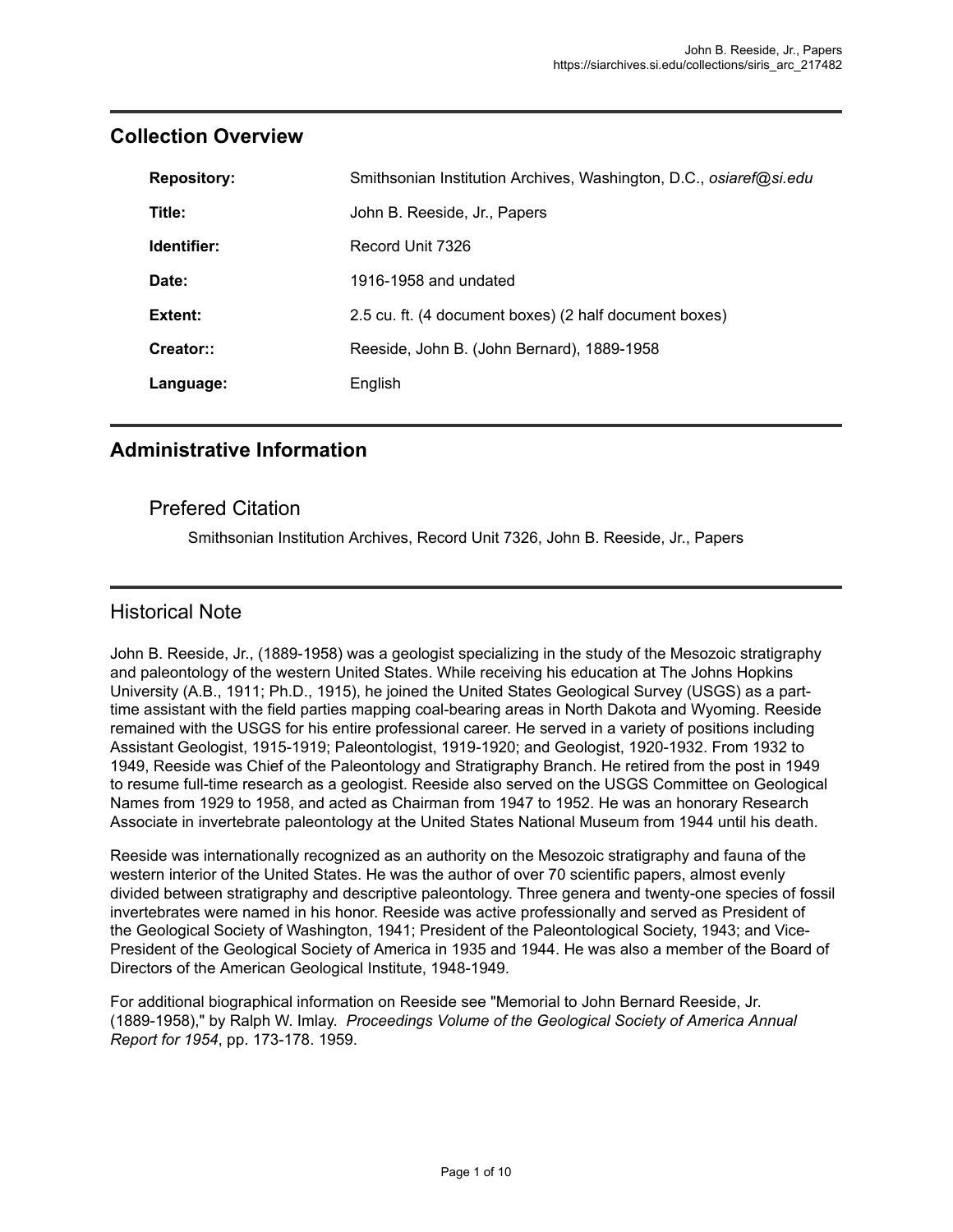## Collection Overview

| | |
|---|---|
| **Repository:** | Smithsonian Institution Archives, Washington, D.C., *osiaref@si.edu* |
| **Title:** | John B. Reeside, Jr., Papers |
| **Identifier:** | Record Unit 7326 |
| **Date:** | 1916-1958 and undated |
| **Extent:** | 2.5 cu. ft. (4 document boxes) (2 half document boxes) |
| **Creator::** | Reeside, John B. (John Bernard), 1889-1958 |
| **Language:** | English |

## Administrative Information

### Prefered Citation

Smithsonian Institution Archives, Record Unit 7326, John B. Reeside, Jr., Papers

## Historical Note

John B. Reeside, Jr., (1889-1958) was a geologist specializing in the study of the Mesozoic stratigraphy and paleontology of the western United States. While receiving his education at The Johns Hopkins University (A.B., 1911; Ph.D., 1915), he joined the United States Geological Survey (USGS) as a part-time assistant with the field parties mapping coal-bearing areas in North Dakota and Wyoming. Reeside remained with the USGS for his entire professional career. He served in a variety of positions including Assistant Geologist, 1915-1919; Paleontologist, 1919-1920; and Geologist, 1920-1932. From 1932 to 1949, Reeside was Chief of the Paleontology and Stratigraphy Branch. He retired from the post in 1949 to resume full-time research as a geologist. Reeside also served on the USGS Committee on Geological Names from 1929 to 1958, and acted as Chairman from 1947 to 1952. He was an honorary Research Associate in invertebrate paleontology at the United States National Museum from 1944 until his death.

Reeside was internationally recognized as an authority on the Mesozoic stratigraphy and fauna of the western interior of the United States. He was the author of over 70 scientific papers, almost evenly divided between stratigraphy and descriptive paleontology. Three genera and twenty-one species of fossil invertebrates were named in his honor. Reeside was active professionally and served as President of the Geological Society of Washington, 1941; President of the Paleontological Society, 1943; and Vice-President of the Geological Society of America in 1935 and 1944. He was also a member of the Board of Directors of the American Geological Institute, 1948-1949.

For additional biographical information on Reeside see "Memorial to John Bernard Reeside, Jr. (1889-1958)," by Ralph W. Imlay. *Proceedings Volume of the Geological Society of America Annual Report for 1954*, pp. 173-178. 1959.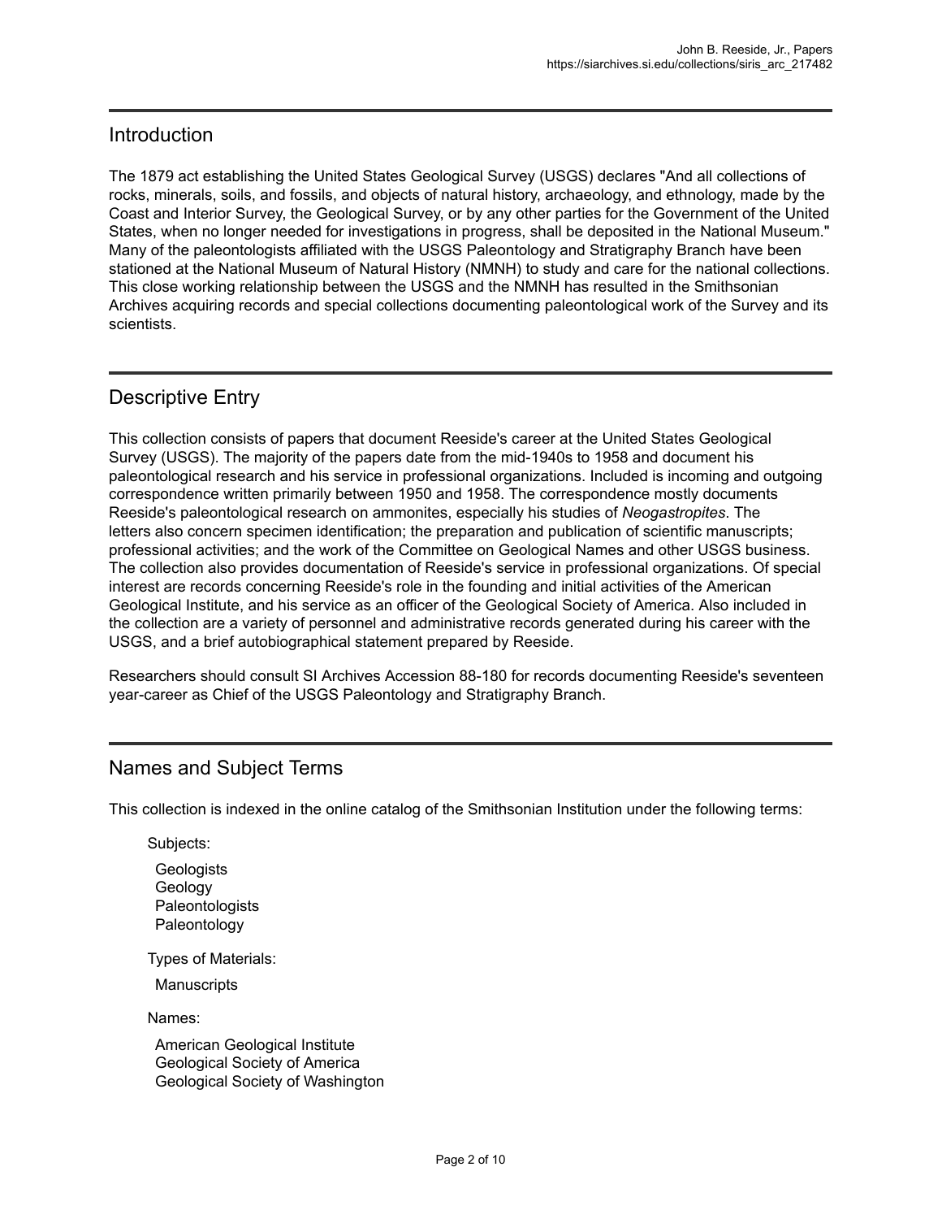## Introduction

The 1879 act establishing the United States Geological Survey (USGS) declares "And all collections of rocks, minerals, soils, and fossils, and objects of natural history, archaeology, and ethnology, made by the Coast and Interior Survey, the Geological Survey, or by any other parties for the Government of the United States, when no longer needed for investigations in progress, shall be deposited in the National Museum." Many of the paleontologists affiliated with the USGS Paleontology and Stratigraphy Branch have been stationed at the National Museum of Natural History (NMNH) to study and care for the national collections. This close working relationship between the USGS and the NMNH has resulted in the Smithsonian Archives acquiring records and special collections documenting paleontological work of the Survey and its scientists.

## Descriptive Entry

This collection consists of papers that document Reeside's career at the United States Geological Survey (USGS). The majority of the papers date from the mid-1940s to 1958 and document his paleontological research and his service in professional organizations. Included is incoming and outgoing correspondence written primarily between 1950 and 1958. The correspondence mostly documents Reeside's paleontological research on ammonites, especially his studies of *Neogastropites*. The letters also concern specimen identification; the preparation and publication of scientific manuscripts; professional activities; and the work of the Committee on Geological Names and other USGS business. The collection also provides documentation of Reeside's service in professional organizations. Of special interest are records concerning Reeside's role in the founding and initial activities of the American Geological Institute, and his service as an officer of the Geological Society of America. Also included in the collection are a variety of personnel and administrative records generated during his career with the USGS, and a brief autobiographical statement prepared by Reeside.

Researchers should consult SI Archives Accession 88-180 for records documenting Reeside's seventeen year-career as Chief of the USGS Paleontology and Stratigraphy Branch.

## Names and Subject Terms

This collection is indexed in the online catalog of the Smithsonian Institution under the following terms:

Subjects:

- Geologists
- Geology
- Paleontologists
- Paleontology

Types of Materials:

- Manuscripts

Names:

- American Geological Institute
- Geological Society of America
- Geological Society of Washington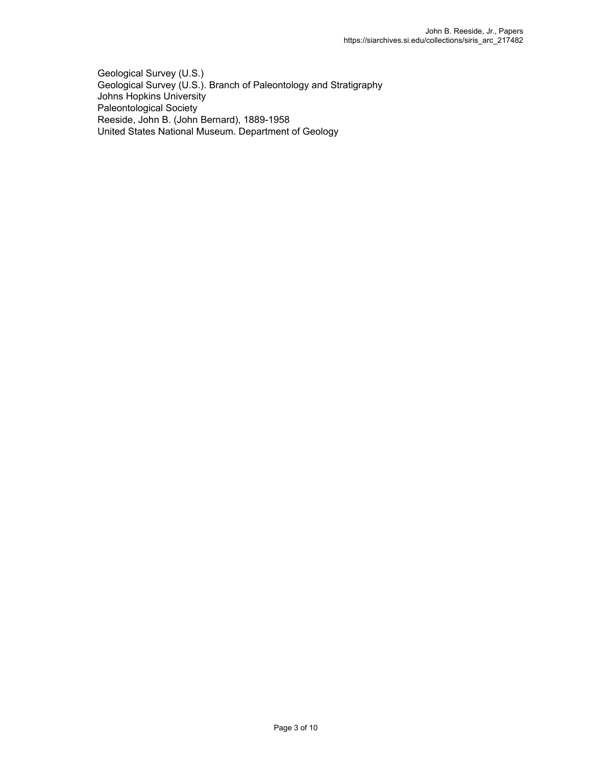Geological Survey (U.S.)
Geological Survey (U.S.). Branch of Paleontology and Stratigraphy
Johns Hopkins University
Paleontological Society
Reeside, John B. (John Bernard), 1889-1958
United States National Museum. Department of Geology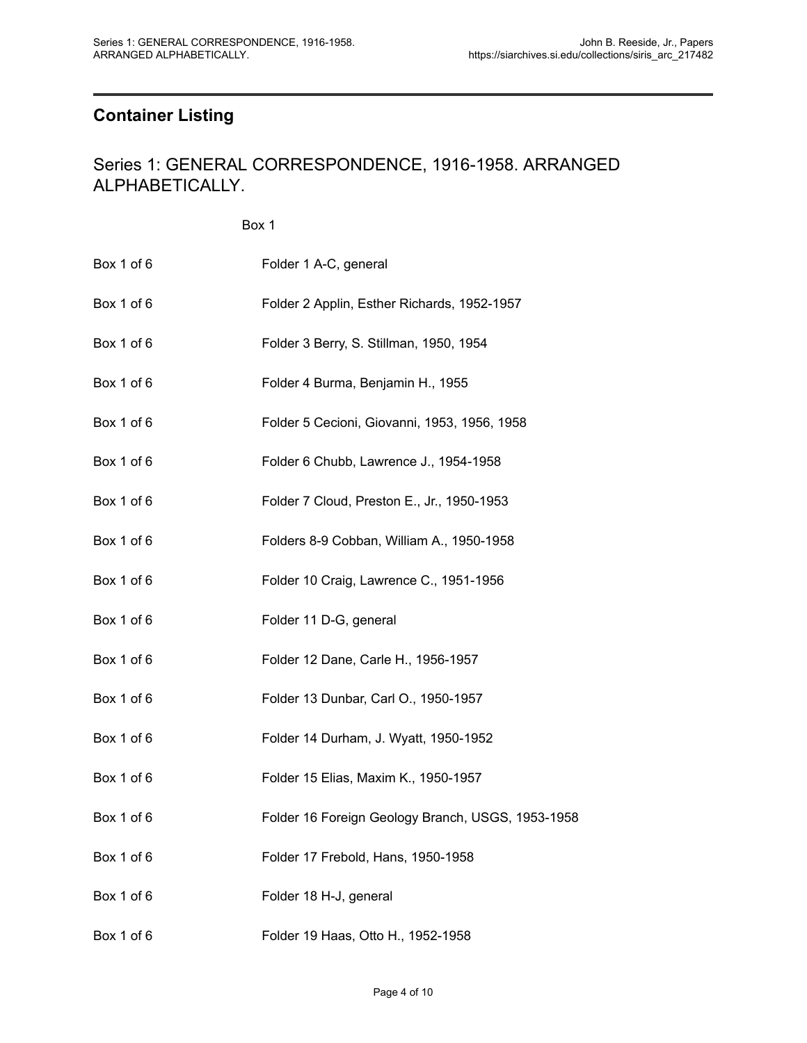## Container Listing

### Series 1: GENERAL CORRESPONDENCE, 1916-1958. ARRANGED ALPHABETICALLY.

Box 1

| | |
|---|---|
| Box 1 of 6 | Folder 1 A-C, general |
| Box 1 of 6 | Folder 2 Applin, Esther Richards, 1952-1957 |
| Box 1 of 6 | Folder 3 Berry, S. Stillman, 1950, 1954 |
| Box 1 of 6 | Folder 4 Burma, Benjamin H., 1955 |
| Box 1 of 6 | Folder 5 Cecioni, Giovanni, 1953, 1956, 1958 |
| Box 1 of 6 | Folder 6 Chubb, Lawrence J., 1954-1958 |
| Box 1 of 6 | Folder 7 Cloud, Preston E., Jr., 1950-1953 |
| Box 1 of 6 | Folders 8-9 Cobban, William A., 1950-1958 |
| Box 1 of 6 | Folder 10 Craig, Lawrence C., 1951-1956 |
| Box 1 of 6 | Folder 11 D-G, general |
| Box 1 of 6 | Folder 12 Dane, Carle H., 1956-1957 |
| Box 1 of 6 | Folder 13 Dunbar, Carl O., 1950-1957 |
| Box 1 of 6 | Folder 14 Durham, J. Wyatt, 1950-1952 |
| Box 1 of 6 | Folder 15 Elias, Maxim K., 1950-1957 |
| Box 1 of 6 | Folder 16 Foreign Geology Branch, USGS, 1953-1958 |
| Box 1 of 6 | Folder 17 Frebold, Hans, 1950-1958 |
| Box 1 of 6 | Folder 18 H-J, general |
| Box 1 of 6 | Folder 19 Haas, Otto H., 1952-1958 |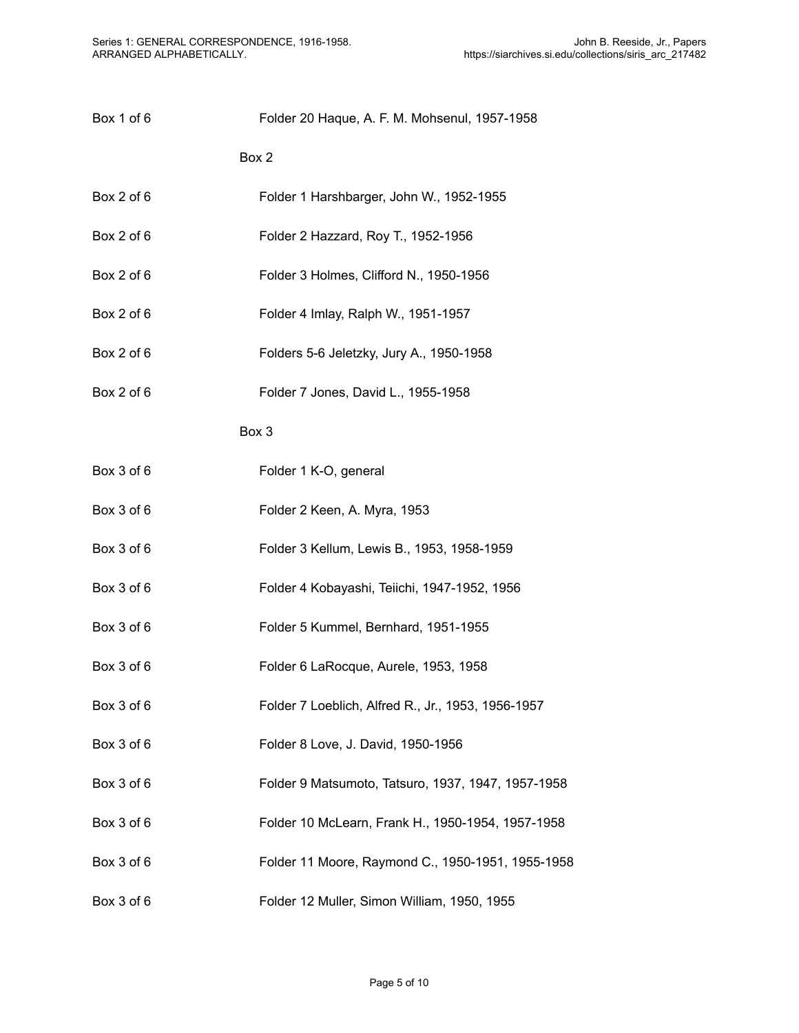Box 1 of 6 Folder 20 Haque, A. F. M. Mohsenul, 1957-1958

Box 2

Box 2 of 6 Folder 1 Harshbarger, John W., 1952-1955

Box 2 of 6 Folder 2 Hazzard, Roy T., 1952-1956

Box 2 of 6 Folder 3 Holmes, Clifford N., 1950-1956

Box 2 of 6 Folder 4 Imlay, Ralph W., 1951-1957

Box 2 of 6 Folders 5-6 Jeletzky, Jury A., 1950-1958

Box 2 of 6 Folder 7 Jones, David L., 1955-1958

Box 3

Box 3 of 6 Folder 1 K-O, general

Box 3 of 6 Folder 2 Keen, A. Myra, 1953

Box 3 of 6 Folder 3 Kellum, Lewis B., 1953, 1958-1959

Box 3 of 6 Folder 4 Kobayashi, Teiichi, 1947-1952, 1956

Box 3 of 6 Folder 5 Kummel, Bernhard, 1951-1955

Box 3 of 6 Folder 6 LaRocque, Aurele, 1953, 1958

Box 3 of 6 Folder 7 Loeblich, Alfred R., Jr., 1953, 1956-1957

Box 3 of 6 Folder 8 Love, J. David, 1950-1956

Box 3 of 6 Folder 9 Matsumoto, Tatsuro, 1937, 1947, 1957-1958

Box 3 of 6 Folder 10 McLearn, Frank H., 1950-1954, 1957-1958

Box 3 of 6 Folder 11 Moore, Raymond C., 1950-1951, 1955-1958

Box 3 of 6 Folder 12 Muller, Simon William, 1950, 1955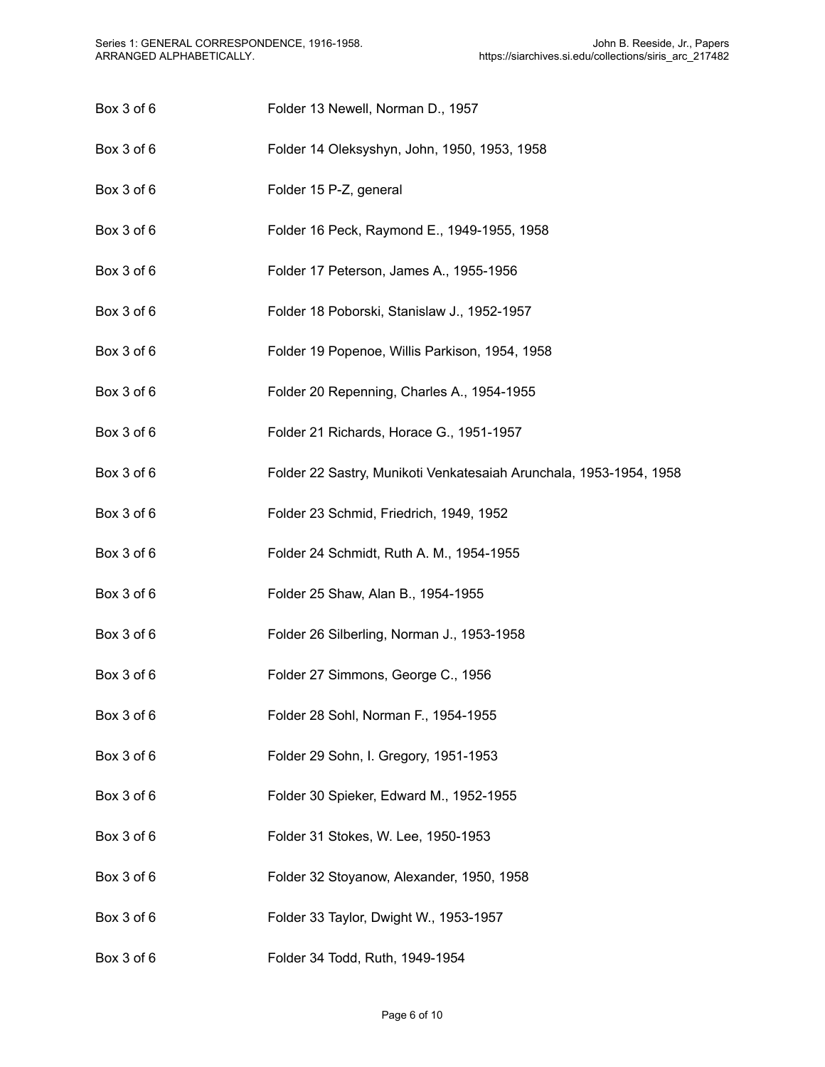| Box | Folder |
| --- | --- |
| Box 3 of 6 | Folder 13 Newell, Norman D., 1957 |
| Box 3 of 6 | Folder 14 Oleksyshyn, John, 1950, 1953, 1958 |
| Box 3 of 6 | Folder 15 P-Z, general |
| Box 3 of 6 | Folder 16 Peck, Raymond E., 1949-1955, 1958 |
| Box 3 of 6 | Folder 17 Peterson, James A., 1955-1956 |
| Box 3 of 6 | Folder 18 Poborski, Stanislaw J., 1952-1957 |
| Box 3 of 6 | Folder 19 Popenoe, Willis Parkison, 1954, 1958 |
| Box 3 of 6 | Folder 20 Repenning, Charles A., 1954-1955 |
| Box 3 of 6 | Folder 21 Richards, Horace G., 1951-1957 |
| Box 3 of 6 | Folder 22 Sastry, Munikoti Venkatesaiah Arunchala, 1953-1954, 1958 |
| Box 3 of 6 | Folder 23 Schmid, Friedrich, 1949, 1952 |
| Box 3 of 6 | Folder 24 Schmidt, Ruth A. M., 1954-1955 |
| Box 3 of 6 | Folder 25 Shaw, Alan B., 1954-1955 |
| Box 3 of 6 | Folder 26 Silberling, Norman J., 1953-1958 |
| Box 3 of 6 | Folder 27 Simmons, George C., 1956 |
| Box 3 of 6 | Folder 28 Sohl, Norman F., 1954-1955 |
| Box 3 of 6 | Folder 29 Sohn, I. Gregory, 1951-1953 |
| Box 3 of 6 | Folder 30 Spieker, Edward M., 1952-1955 |
| Box 3 of 6 | Folder 31 Stokes, W. Lee, 1950-1953 |
| Box 3 of 6 | Folder 32 Stoyanow, Alexander, 1950, 1958 |
| Box 3 of 6 | Folder 33 Taylor, Dwight W., 1953-1957 |
| Box 3 of 6 | Folder 34 Todd, Ruth, 1949-1954 |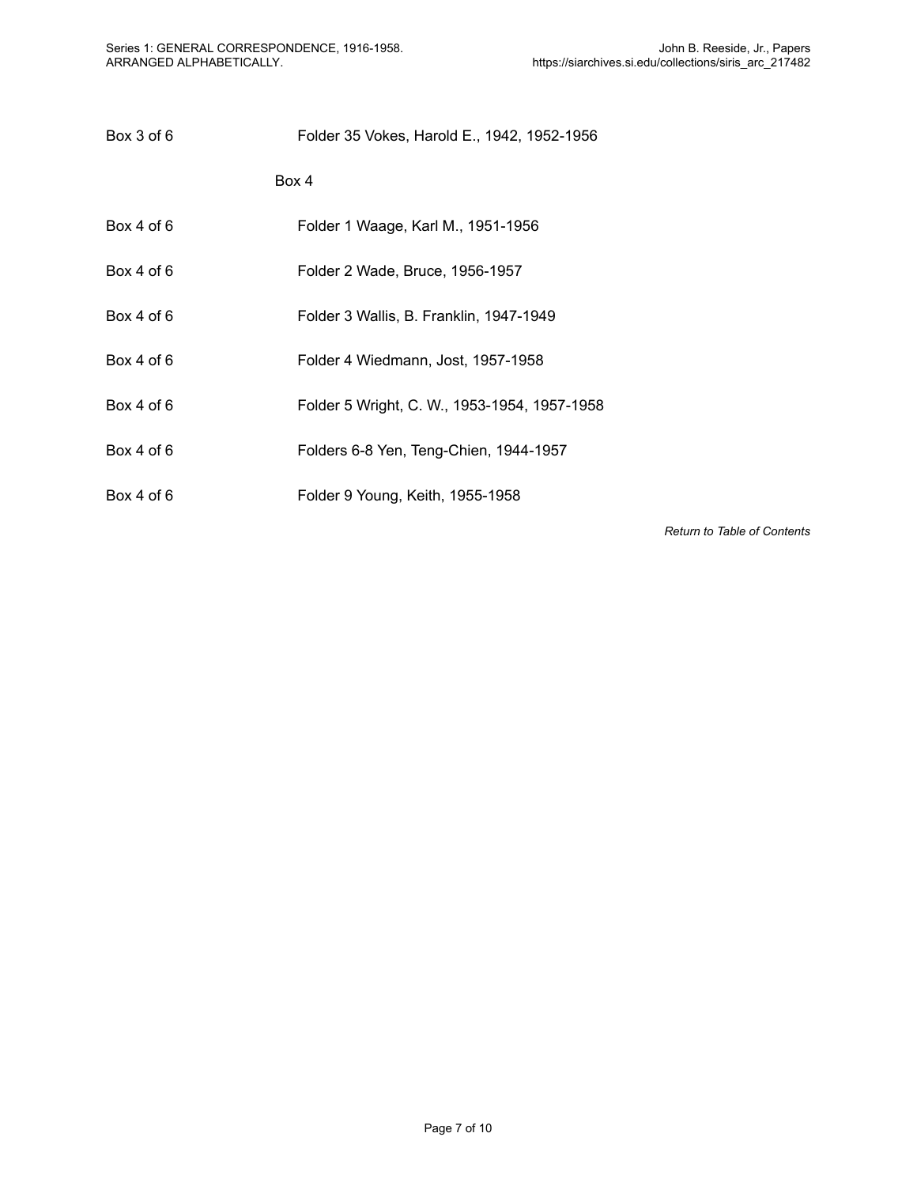Box 3 of 6 Folder 35 Vokes, Harold E., 1942, 1952-1956

Box 4

Box 4 of 6 Folder 1 Waage, Karl M., 1951-1956

Box 4 of 6 Folder 2 Wade, Bruce, 1956-1957

Box 4 of 6 Folder 3 Wallis, B. Franklin, 1947-1949

Box 4 of 6 Folder 4 Wiedmann, Jost, 1957-1958

Box 4 of 6 Folder 5 Wright, C. W., 1953-1954, 1957-1958

Box 4 of 6 Folders 6-8 Yen, Teng-Chien, 1944-1957

Box 4 of 6 Folder 9 Young, Keith, 1955-1958

*Return to Table of Contents*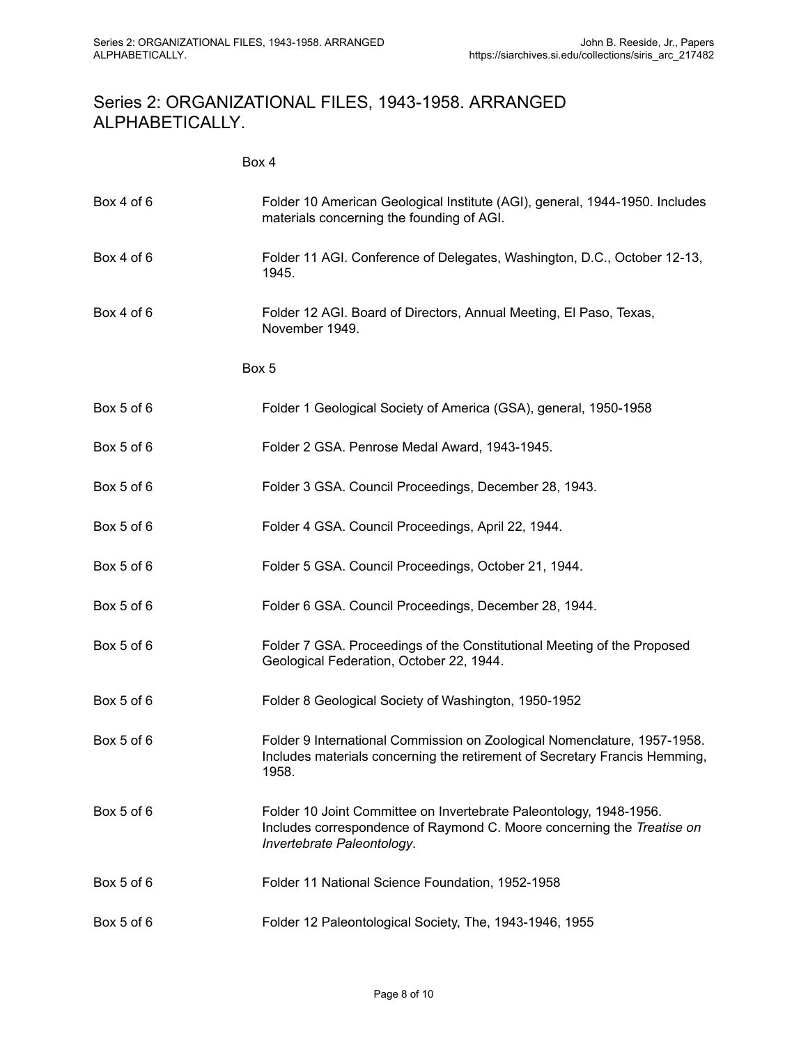# Series 2: ORGANIZATIONAL FILES, 1943-1958. ARRANGED ALPHABETICALLY.

Box 4

| | |
|---|---|
| Box 4 of 6 | Folder 10 American Geological Institute (AGI), general, 1944-1950. Includes materials concerning the founding of AGI. |
| Box 4 of 6 | Folder 11 AGI. Conference of Delegates, Washington, D.C., October 12-13, 1945. |
| Box 4 of 6 | Folder 12 AGI. Board of Directors, Annual Meeting, El Paso, Texas, November 1949. |

Box 5

| | |
|---|---|
| Box 5 of 6 | Folder 1 Geological Society of America (GSA), general, 1950-1958 |
| Box 5 of 6 | Folder 2 GSA. Penrose Medal Award, 1943-1945. |
| Box 5 of 6 | Folder 3 GSA. Council Proceedings, December 28, 1943. |
| Box 5 of 6 | Folder 4 GSA. Council Proceedings, April 22, 1944. |
| Box 5 of 6 | Folder 5 GSA. Council Proceedings, October 21, 1944. |
| Box 5 of 6 | Folder 6 GSA. Council Proceedings, December 28, 1944. |
| Box 5 of 6 | Folder 7 GSA. Proceedings of the Constitutional Meeting of the Proposed Geological Federation, October 22, 1944. |
| Box 5 of 6 | Folder 8 Geological Society of Washington, 1950-1952 |
| Box 5 of 6 | Folder 9 International Commission on Zoological Nomenclature, 1957-1958. Includes materials concerning the retirement of Secretary Francis Hemming, 1958. |
| Box 5 of 6 | Folder 10 Joint Committee on Invertebrate Paleontology, 1948-1956. Includes correspondence of Raymond C. Moore concerning the *Treatise on Invertebrate Paleontology*. |
| Box 5 of 6 | Folder 11 National Science Foundation, 1952-1958 |
| Box 5 of 6 | Folder 12 Paleontological Society, The, 1943-1946, 1955 |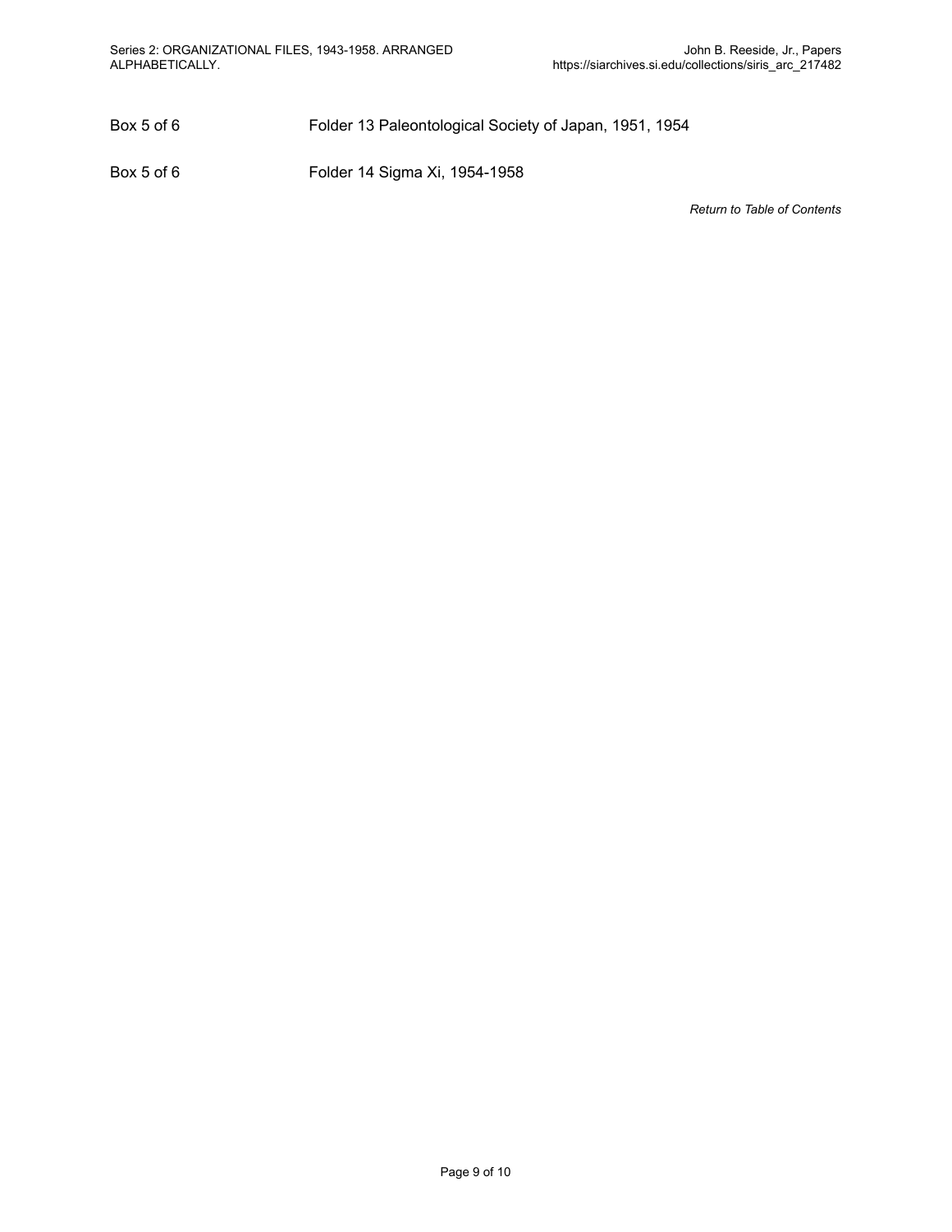Box 5 of 6 Folder 13 Paleontological Society of Japan, 1951, 1954

Box 5 of 6 Folder 14 Sigma Xi, 1954-1958

*Return to Table of Contents*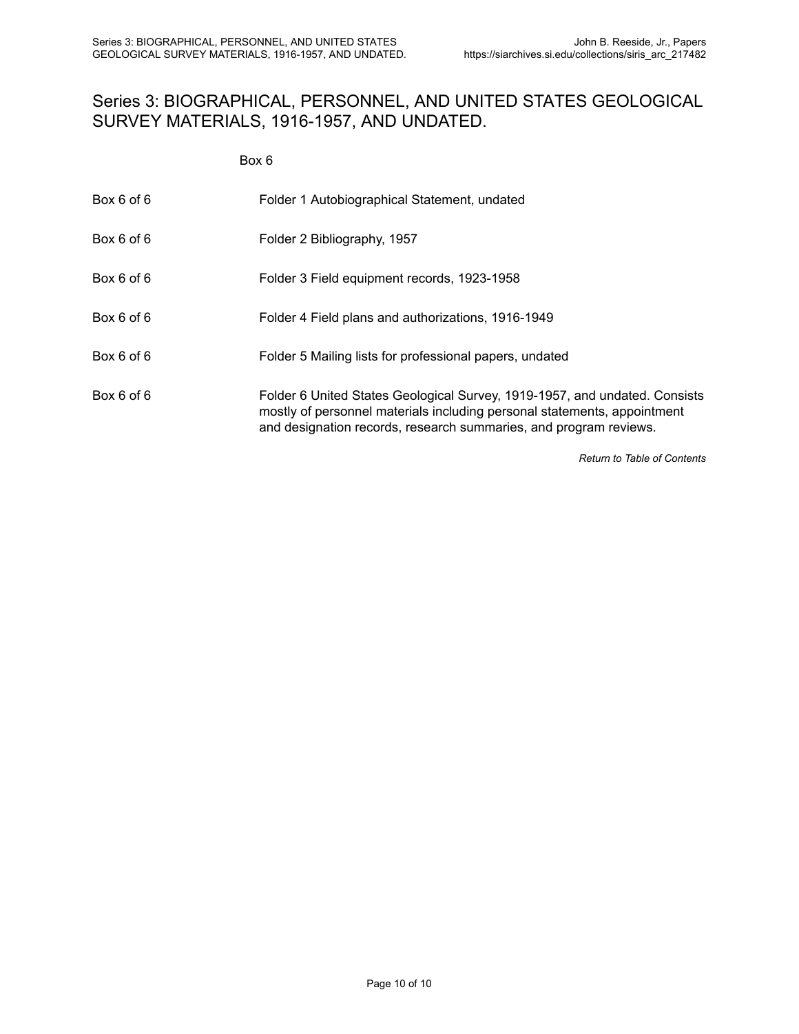# Series 3: BIOGRAPHICAL, PERSONNEL, AND UNITED STATES GEOLOGICAL SURVEY MATERIALS, 1916-1957, AND UNDATED.

Box 6

| | |
|---|---|
| Box 6 of 6 | Folder 1 Autobiographical Statement, undated |
| Box 6 of 6 | Folder 2 Bibliography, 1957 |
| Box 6 of 6 | Folder 3 Field equipment records, 1923-1958 |
| Box 6 of 6 | Folder 4 Field plans and authorizations, 1916-1949 |
| Box 6 of 6 | Folder 5 Mailing lists for professional papers, undated |
| Box 6 of 6 | Folder 6 United States Geological Survey, 1919-1957, and undated. Consists mostly of personnel materials including personal statements, appointment and designation records, research summaries, and program reviews. |

*Return to Table of Contents*